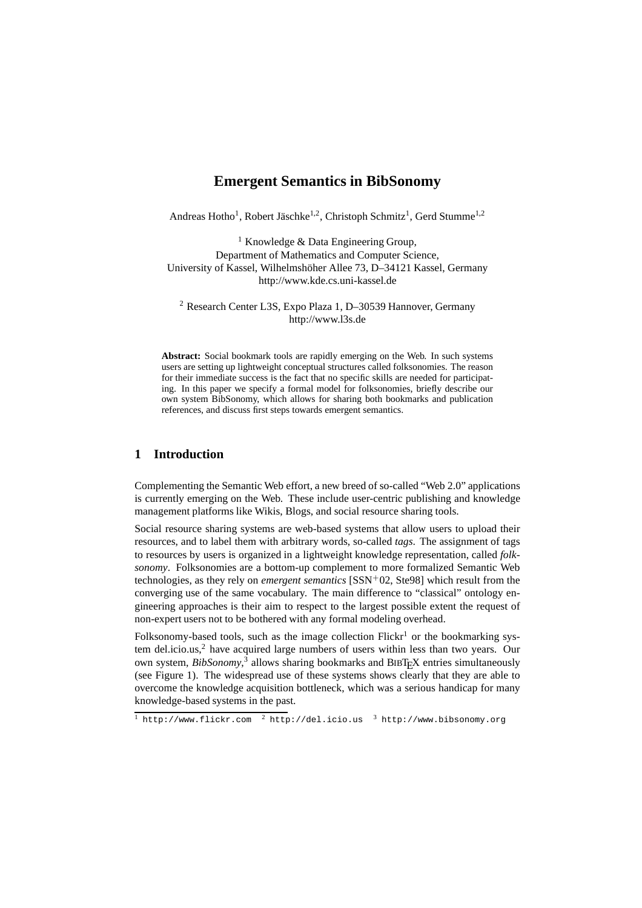# Emergent Semantics in BibSonomy

Andreas Hotho[1], Robert Jäschke[1,2], Christoph Schmitz[1], Gerd Stumme[1,2]

[1] Knowledge & Data Engineering Group,
Department of Mathematics and Computer Science,
University of Kassel, Wilhelmshöher Allee 73, D–34121 Kassel, Germany
http://www.kde.cs.uni-kassel.de

[2] Research Center L3S, Expo Plaza 1, D–30539 Hannover, Germany
http://www.l3s.de

**Abstract:** Social bookmark tools are rapidly emerging on the Web. In such systems users are setting up lightweight conceptual structures called folksonomies. The reason for their immediate success is the fact that no specific skills are needed for participating. In this paper we specify a formal model for folksonomies, briefly describe our own system BibSonomy, which allows for sharing both bookmarks and publication references, and discuss first steps towards emergent semantics.

## 1 Introduction

Complementing the Semantic Web effort, a new breed of so-called "Web 2.0" applications is currently emerging on the Web. These include user-centric publishing and knowledge management platforms like Wikis, Blogs, and social resource sharing tools.

Social resource sharing systems are web-based systems that allow users to upload their resources, and to label them with arbitrary words, so-called *tags*. The assignment of tags to resources by users is organized in a lightweight knowledge representation, called *folksonomy*. Folksonomies are a bottom-up complement to more formalized Semantic Web technologies, as they rely on *emergent semantics* [SSN$^+$02, Ste98] which result from the converging use of the same vocabulary. The main difference to "classical" ontology engineering approaches is their aim to respect to the largest possible extent the request of non-expert users not to be bothered with any formal modeling overhead.

Folksonomy-based tools, such as the image collection Flickr[1] or the bookmarking system del.icio.us,[2] have acquired large numbers of users within less than two years. Our own system, *BibSonomy*,[3] allows sharing bookmarks and BibTeX entries simultaneously (see Figure 1). The widespread use of these systems shows clearly that they are able to overcome the knowledge acquisition bottleneck, which was a serious handicap for many knowledge-based systems in the past.

[1] http://www.flickr.com [2] http://del.icio.us [3] http://www.bibsonomy.org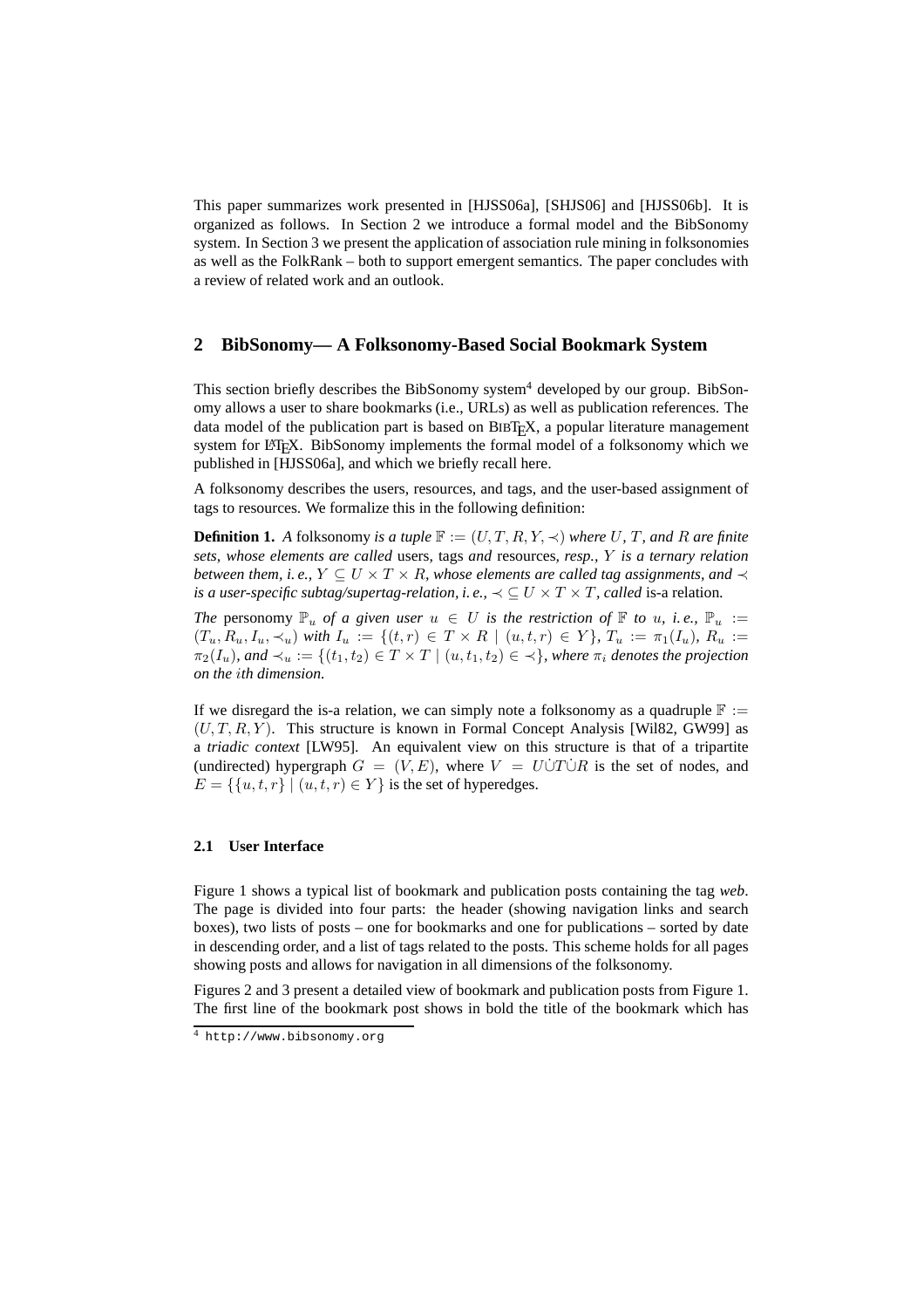This paper summarizes work presented in [HJSS06a], [SHJS06] and [HJSS06b]. It is organized as follows. In Section 2 we introduce a formal model and the BibSonomy system. In Section 3 we present the application of association rule mining in folksonomies as well as the FolkRank – both to support emergent semantics. The paper concludes with a review of related work and an outlook.

## 2 BibSonomy— A Folksonomy-Based Social Bookmark System

This section briefly describes the BibSonomy system[4] developed by our group. BibSonomy allows a user to share bookmarks (i.e., URLs) as well as publication references. The data model of the publication part is based on BIBTEX, a popular literature management system for LATEX. BibSonomy implements the formal model of a folksonomy which we published in [HJSS06a], and which we briefly recall here.

A folksonomy describes the users, resources, and tags, and the user-based assignment of tags to resources. We formalize this in the following definition:

**Definition 1.** *A* folksonomy *is a tuple* $\mathbb{F} := (U, T, R, Y, \prec)$ *where* $U$*,* $T$*, and* $R$ *are finite sets, whose elements are called* users*,* tags *and* resources*, resp.,* $Y$ *is a ternary relation between them, i. e.,* $Y \subseteq U \times T \times R$*, whose elements are called tag assignments, and* $\prec$ *is a user-specific subtag/supertag-relation, i. e.,* $\prec \subseteq U \times T \times T$*, called* is-a relation*.*

*The* personomy $\mathbb{P}_u$ *of a given user* $u \in U$ *is the restriction of* $\mathbb{F}$ *to* $u$*, i. e.,* $\mathbb{P}_u := (T_u, R_u, I_u, \prec_u)$ *with* $I_u := \{(t, r) \in T \times R \mid (u, t, r) \in Y\}$*,* $T_u := \pi_1(I_u)$*,* $R_u := \pi_2(I_u)$*, and* $\prec_u := \{(t_1, t_2) \in T \times T \mid (u, t_1, t_2) \in \prec\}$*, where* $\pi_i$ *denotes the projection on the* $i$*th dimension.*

If we disregard the is-a relation, we can simply note a folksonomy as a quadruple $\mathbb{F} := (U, T, R, Y)$. This structure is known in Formal Concept Analysis [Wil82, GW99] as a *triadic context* [LW95]. An equivalent view on this structure is that of a tripartite (undirected) hypergraph $G = (V, E)$, where $V = U \dot\cup T \dot\cup R$ is the set of nodes, and $E = \{\{u, t, r\} \mid (u, t, r) \in Y\}$ is the set of hyperedges.

### 2.1 User Interface

Figure 1 shows a typical list of bookmark and publication posts containing the tag *web*. The page is divided into four parts: the header (showing navigation links and search boxes), two lists of posts – one for bookmarks and one for publications – sorted by date in descending order, and a list of tags related to the posts. This scheme holds for all pages showing posts and allows for navigation in all dimensions of the folksonomy.

Figures 2 and 3 present a detailed view of bookmark and publication posts from Figure 1. The first line of the bookmark post shows in bold the title of the bookmark which has

[4] http://www.bibsonomy.org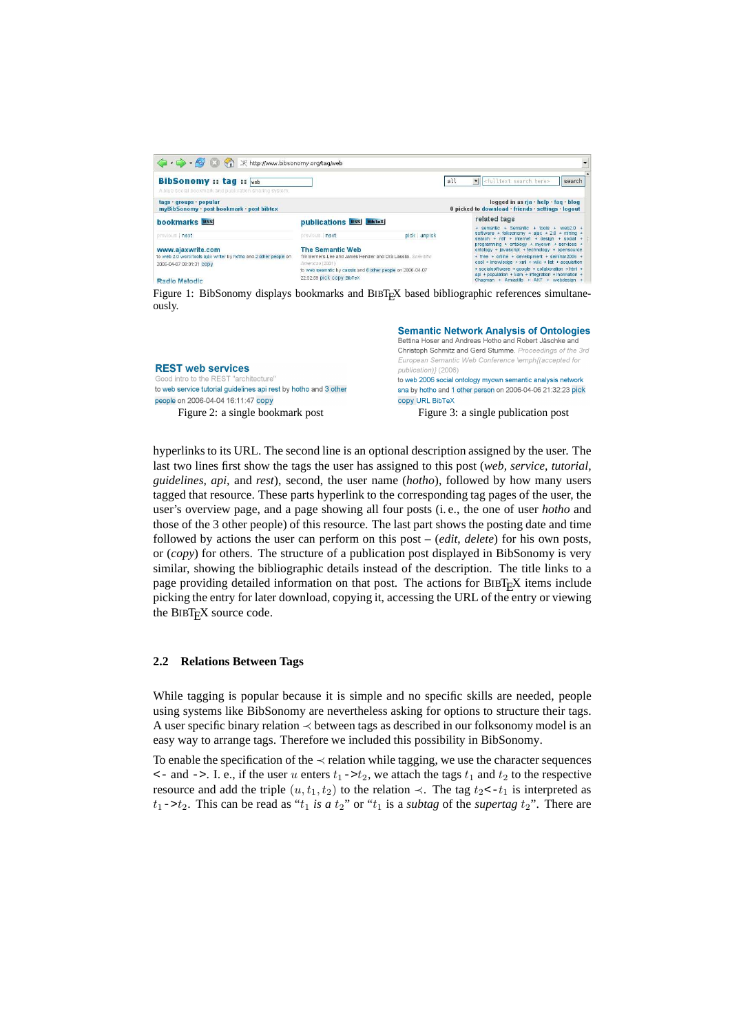Figure 1: BibSonomy displays bookmarks and BibTeX based bibliographic references simultaneously.

Figure 2: a single bookmark post

Figure 3: a single publication post

hyperlinks to its URL. The second line is an optional description assigned by the user. The last two lines first show the tags the user has assigned to this post (*web*, *service*, *tutorial*, *guidelines*, *api*, and *rest*), second, the user name (*hotho*), followed by how many users tagged that resource. These parts hyperlink to the corresponding tag pages of the user, the user's overview page, and a page showing all four posts (i. e., the one of user *hotho* and those of the 3 other people) of this resource. The last part shows the posting date and time followed by actions the user can perform on this post – (*edit*, *delete*) for his own posts, or (*copy*) for others. The structure of a publication post displayed in BibSonomy is very similar, showing the bibliographic details instead of the description. The title links to a page providing detailed information on that post. The actions for BibTeX items include picking the entry for later download, copying it, accessing the URL of the entry or viewing the BibTeX source code.

### 2.2 Relations Between Tags

While tagging is popular because it is simple and no specific skills are needed, people using systems like BibSonomy are nevertheless asking for options to structure their tags. A user specific binary relation $\prec$ between tags as described in our folksonomy model is an easy way to arrange tags. Therefore we included this possibility in BibSonomy.

To enable the specification of the $\prec$ relation while tagging, we use the character sequences `<-` and `->`. I. e., if the user $u$ enters $t_1$`->`$t_2$, we attach the tags $t_1$ and $t_2$ to the respective resource and add the triple $(u, t_1, t_2)$ to the relation $\prec$. The tag $t_2$`<-`$t_1$ is interpreted as $t_1$`->`$t_2$. This can be read as "$t_1$ *is a* $t_2$" or "$t_1$ is a *subtag* of the *supertag* $t_2$". There are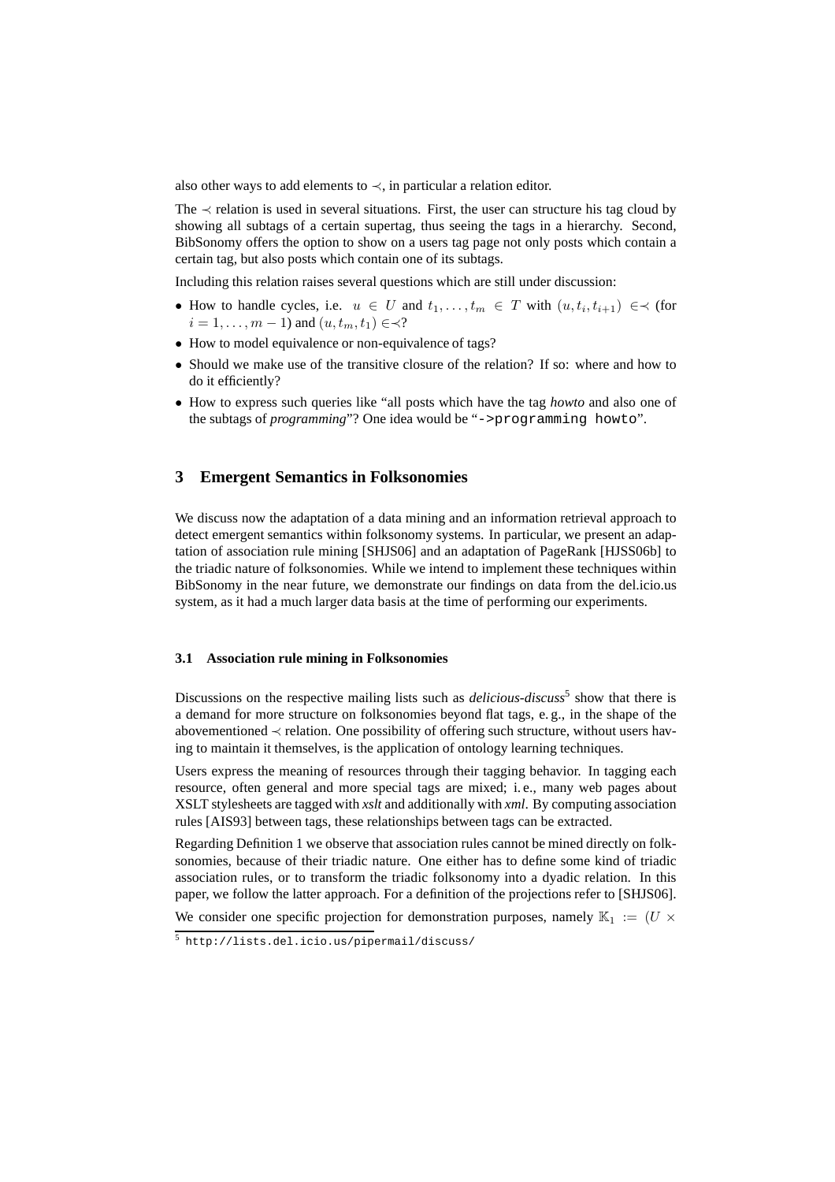also other ways to add elements to $\prec$, in particular a relation editor.

The $\prec$ relation is used in several situations. First, the user can structure his tag cloud by showing all subtags of a certain supertag, thus seeing the tags in a hierarchy. Second, BibSonomy offers the option to show on a users tag page not only posts which contain a certain tag, but also posts which contain one of its subtags.

Including this relation raises several questions which are still under discussion:

- How to handle cycles, i.e. $u \in U$ and $t_1, \ldots, t_m \in T$ with $(u, t_i, t_{i+1}) \in \prec$ (for $i = 1, \ldots, m-1$) and $(u, t_m, t_1) \in \prec$?
- How to model equivalence or non-equivalence of tags?
- Should we make use of the transitive closure of the relation? If so: where and how to do it efficiently?
- How to express such queries like "all posts which have the tag *howto* and also one of the subtags of *programming*"? One idea would be "`->programming howto`".

## 3 Emergent Semantics in Folksonomies

We discuss now the adaptation of a data mining and an information retrieval approach to detect emergent semantics within folksonomy systems. In particular, we present an adaptation of association rule mining [SHJS06] and an adaptation of PageRank [HJSS06b] to the triadic nature of folksonomies. While we intend to implement these techniques within BibSonomy in the near future, we demonstrate our findings on data from the del.icio.us system, as it had a much larger data basis at the time of performing our experiments.

### 3.1 Association rule mining in Folksonomies

Discussions on the respective mailing lists such as *delicious-discuss*[5] show that there is a demand for more structure on folksonomies beyond flat tags, e. g., in the shape of the abovementioned $\prec$ relation. One possibility of offering such structure, without users having to maintain it themselves, is the application of ontology learning techniques.

Users express the meaning of resources through their tagging behavior. In tagging each resource, often general and more special tags are mixed; i. e., many web pages about XSLT stylesheets are tagged with *xslt* and additionally with *xml*. By computing association rules [AIS93] between tags, these relationships between tags can be extracted.

Regarding Definition 1 we observe that association rules cannot be mined directly on folksonomies, because of their triadic nature. One either has to define some kind of triadic association rules, or to transform the triadic folksonomy into a dyadic relation. In this paper, we follow the latter approach. For a definition of the projections refer to [SHJS06].

We consider one specific projection for demonstration purposes, namely $\mathbb{K}_1 := (U \times$

[5] `http://lists.del.icio.us/pipermail/discuss/`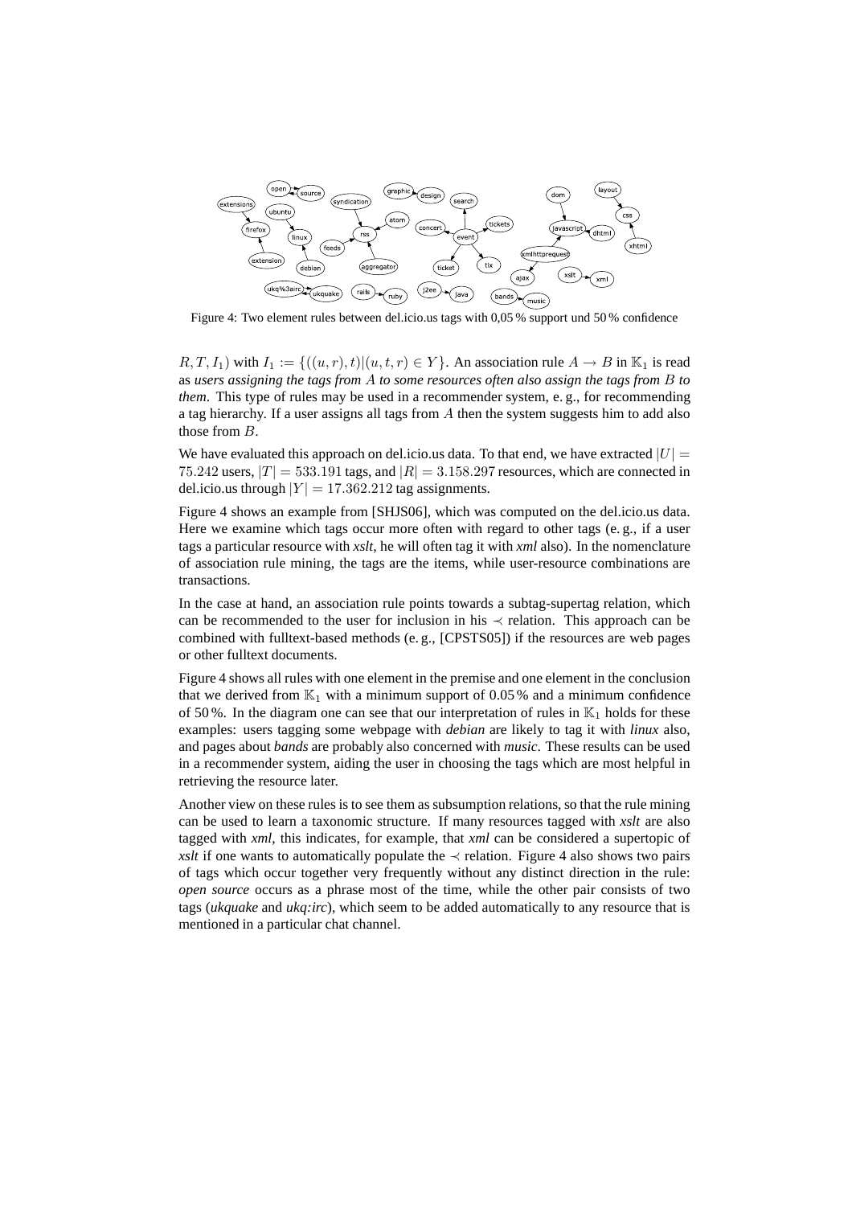Figure 4: Two element rules between del.icio.us tags with 0,05 % support und 50 % confidence

$R, T, I_1)$ with $I_1 := \{((u,r),t) | (u,t,r) \in Y\}$. An association rule $A \to B$ in $\mathbb{K}_1$ is read as *users assigning the tags from $A$ to some resources often also assign the tags from $B$ to them*. This type of rules may be used in a recommender system, e. g., for recommending a tag hierarchy. If a user assigns all tags from $A$ then the system suggests him to add also those from $B$.

We have evaluated this approach on del.icio.us data. To that end, we have extracted $|U| = 75.242$ users, $|T| = 533.191$ tags, and $|R| = 3.158.297$ resources, which are connected in del.icio.us through $|Y| = 17.362.212$ tag assignments.

Figure 4 shows an example from [SHJS06], which was computed on the del.icio.us data. Here we examine which tags occur more often with regard to other tags (e. g., if a user tags a particular resource with *xslt*, he will often tag it with *xml* also). In the nomenclature of association rule mining, the tags are the items, while user-resource combinations are transactions.

In the case at hand, an association rule points towards a subtag-supertag relation, which can be recommended to the user for inclusion in his $\prec$ relation. This approach can be combined with fulltext-based methods (e. g., [CPSTS05]) if the resources are web pages or other fulltext documents.

Figure 4 shows all rules with one element in the premise and one element in the conclusion that we derived from $\mathbb{K}_1$ with a minimum support of 0.05 % and a minimum confidence of 50 %. In the diagram one can see that our interpretation of rules in $\mathbb{K}_1$ holds for these examples: users tagging some webpage with *debian* are likely to tag it with *linux* also, and pages about *bands* are probably also concerned with *music*. These results can be used in a recommender system, aiding the user in choosing the tags which are most helpful in retrieving the resource later.

Another view on these rules is to see them as subsumption relations, so that the rule mining can be used to learn a taxonomic structure. If many resources tagged with *xslt* are also tagged with *xml*, this indicates, for example, that *xml* can be considered a supertopic of *xslt* if one wants to automatically populate the $\prec$ relation. Figure 4 also shows two pairs of tags which occur together very frequently without any distinct direction in the rule: *open source* occurs as a phrase most of the time, while the other pair consists of two tags (*ukquake* and *ukq:irc*), which seem to be added automatically to any resource that is mentioned in a particular chat channel.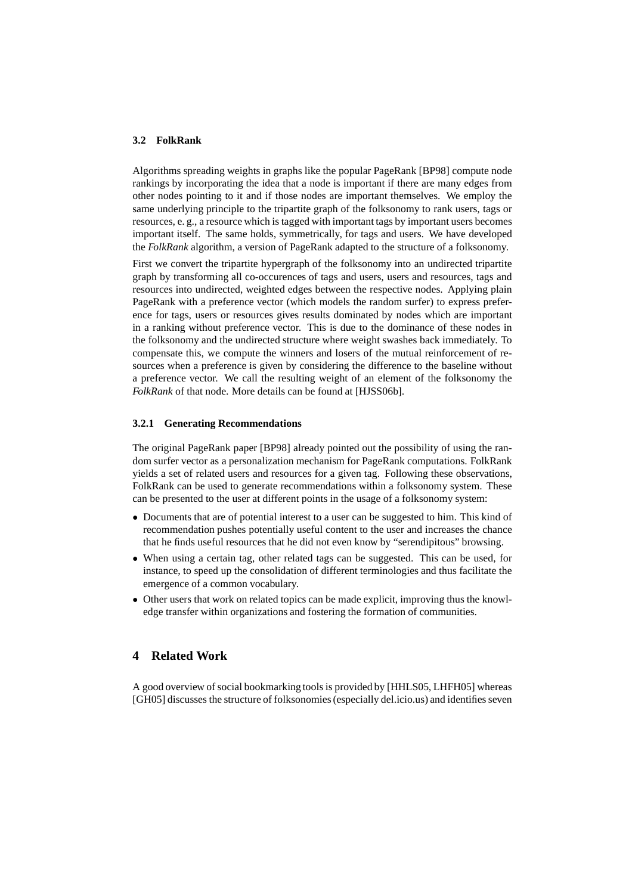### 3.2 FolkRank

Algorithms spreading weights in graphs like the popular PageRank [BP98] compute node rankings by incorporating the idea that a node is important if there are many edges from other nodes pointing to it and if those nodes are important themselves. We employ the same underlying principle to the tripartite graph of the folksonomy to rank users, tags or resources, e. g., a resource which is tagged with important tags by important users becomes important itself. The same holds, symmetrically, for tags and users. We have developed the *FolkRank* algorithm, a version of PageRank adapted to the structure of a folksonomy.

First we convert the tripartite hypergraph of the folksonomy into an undirected tripartite graph by transforming all co-occurences of tags and users, users and resources, tags and resources into undirected, weighted edges between the respective nodes. Applying plain PageRank with a preference vector (which models the random surfer) to express preference for tags, users or resources gives results dominated by nodes which are important in a ranking without preference vector. This is due to the dominance of these nodes in the folksonomy and the undirected structure where weight swashes back immediately. To compensate this, we compute the winners and losers of the mutual reinforcement of resources when a preference is given by considering the difference to the baseline without a preference vector. We call the resulting weight of an element of the folksonomy the *FolkRank* of that node. More details can be found at [HJSS06b].

#### 3.2.1 Generating Recommendations

The original PageRank paper [BP98] already pointed out the possibility of using the random surfer vector as a personalization mechanism for PageRank computations. FolkRank yields a set of related users and resources for a given tag. Following these observations, FolkRank can be used to generate recommendations within a folksonomy system. These can be presented to the user at different points in the usage of a folksonomy system:

- Documents that are of potential interest to a user can be suggested to him. This kind of recommendation pushes potentially useful content to the user and increases the chance that he finds useful resources that he did not even know by "serendipitous" browsing.
- When using a certain tag, other related tags can be suggested. This can be used, for instance, to speed up the consolidation of different terminologies and thus facilitate the emergence of a common vocabulary.
- Other users that work on related topics can be made explicit, improving thus the knowledge transfer within organizations and fostering the formation of communities.

## 4 Related Work

A good overview of social bookmarking tools is provided by [HHLS05, LHFH05] whereas [GH05] discusses the structure of folksonomies (especially del.icio.us) and identifies seven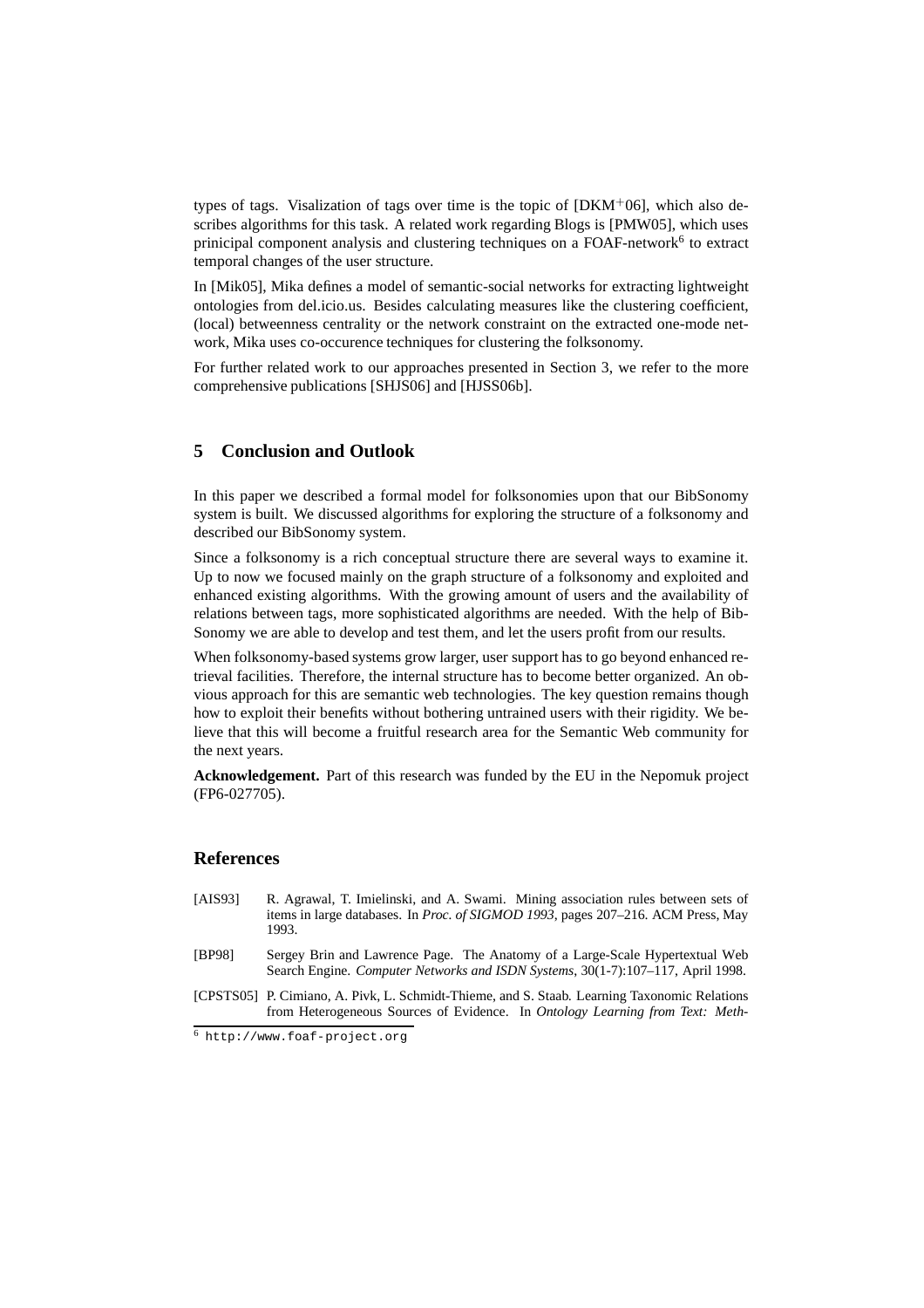types of tags. Visalization of tags over time is the topic of [DKM$^+$06], which also describes algorithms for this task. A related work regarding Blogs is [PMW05], which uses prinicipal component analysis and clustering techniques on a FOAF-network[6] to extract temporal changes of the user structure.

In [Mik05], Mika defines a model of semantic-social networks for extracting lightweight ontologies from del.icio.us. Besides calculating measures like the clustering coefficient, (local) betweenness centrality or the network constraint on the extracted one-mode network, Mika uses co-occurence techniques for clustering the folksonomy.

For further related work to our approaches presented in Section 3, we refer to the more comprehensive publications [SHJS06] and [HJSS06b].

## 5 Conclusion and Outlook

In this paper we described a formal model for folksonomies upon that our BibSonomy system is built. We discussed algorithms for exploring the structure of a folksonomy and described our BibSonomy system.

Since a folksonomy is a rich conceptual structure there are several ways to examine it. Up to now we focused mainly on the graph structure of a folksonomy and exploited and enhanced existing algorithms. With the growing amount of users and the availability of relations between tags, more sophisticated algorithms are needed. With the help of BibSonomy we are able to develop and test them, and let the users profit from our results.

When folksonomy-based systems grow larger, user support has to go beyond enhanced retrieval facilities. Therefore, the internal structure has to become better organized. An obvious approach for this are semantic web technologies. The key question remains though how to exploit their benefits without bothering untrained users with their rigidity. We believe that this will become a fruitful research area for the Semantic Web community for the next years.

**Acknowledgement.** Part of this research was funded by the EU in the Nepomuk project (FP6-027705).

## References

[AIS93] R. Agrawal, T. Imielinski, and A. Swami. Mining association rules between sets of items in large databases. In *Proc. of SIGMOD 1993*, pages 207–216. ACM Press, May 1993.

[BP98] Sergey Brin and Lawrence Page. The Anatomy of a Large-Scale Hypertextual Web Search Engine. *Computer Networks and ISDN Systems*, 30(1-7):107–117, April 1998.

[CPSTS05] P. Cimiano, A. Pivk, L. Schmidt-Thieme, and S. Staab. Learning Taxonomic Relations from Heterogeneous Sources of Evidence. In *Ontology Learning from Text: Meth-*

[6] http://www.foaf-project.org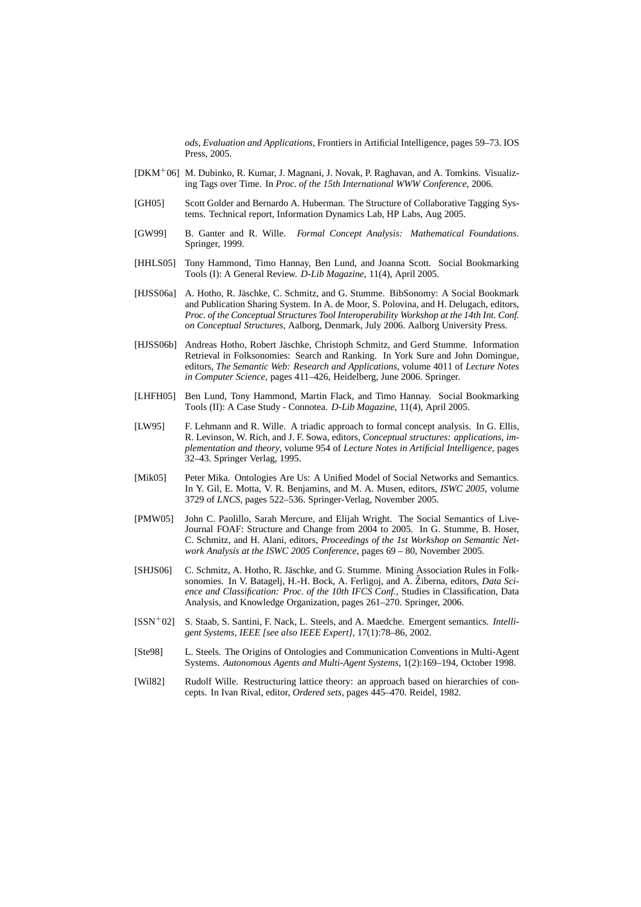*ods, Evaluation and Applications*, Frontiers in Artificial Intelligence, pages 59–73. IOS Press, 2005.

[DKM+06] M. Dubinko, R. Kumar, J. Magnani, J. Novak, P. Raghavan, and A. Tomkins. Visualizing Tags over Time. In *Proc. of the 15th International WWW Conference*, 2006.

[GH05] Scott Golder and Bernardo A. Huberman. The Structure of Collaborative Tagging Systems. Technical report, Information Dynamics Lab, HP Labs, Aug 2005.

[GW99] B. Ganter and R. Wille. *Formal Concept Analysis: Mathematical Foundations*. Springer, 1999.

[HHLS05] Tony Hammond, Timo Hannay, Ben Lund, and Joanna Scott. Social Bookmarking Tools (I): A General Review. *D-Lib Magazine*, 11(4), April 2005.

[HJSS06a] A. Hotho, R. Jäschke, C. Schmitz, and G. Stumme. BibSonomy: A Social Bookmark and Publication Sharing System. In A. de Moor, S. Polovina, and H. Delugach, editors, *Proc. of the Conceptual Structures Tool Interoperability Workshop at the 14th Int. Conf. on Conceptual Structures*, Aalborg, Denmark, July 2006. Aalborg University Press.

[HJSS06b] Andreas Hotho, Robert Jäschke, Christoph Schmitz, and Gerd Stumme. Information Retrieval in Folksonomies: Search and Ranking. In York Sure and John Domingue, editors, *The Semantic Web: Research and Applications*, volume 4011 of *Lecture Notes in Computer Science*, pages 411–426, Heidelberg, June 2006. Springer.

[LHFH05] Ben Lund, Tony Hammond, Martin Flack, and Timo Hannay. Social Bookmarking Tools (II): A Case Study - Connotea. *D-Lib Magazine*, 11(4), April 2005.

[LW95] F. Lehmann and R. Wille. A triadic approach to formal concept analysis. In G. Ellis, R. Levinson, W. Rich, and J. F. Sowa, editors, *Conceptual structures: applications, implementation and theory*, volume 954 of *Lecture Notes in Artificial Intelligence*, pages 32–43. Springer Verlag, 1995.

[Mik05] Peter Mika. Ontologies Are Us: A Unified Model of Social Networks and Semantics. In Y. Gil, E. Motta, V. R. Benjamins, and M. A. Musen, editors, *ISWC 2005*, volume 3729 of *LNCS*, pages 522–536. Springer-Verlag, November 2005.

[PMW05] John C. Paolillo, Sarah Mercure, and Elijah Wright. The Social Semantics of LiveJournal FOAF: Structure and Change from 2004 to 2005. In G. Stumme, B. Hoser, C. Schmitz, and H. Alani, editors, *Proceedings of the 1st Workshop on Semantic Network Analysis at the ISWC 2005 Conference*, pages 69 – 80, November 2005.

[SHJS06] C. Schmitz, A. Hotho, R. Jäschke, and G. Stumme. Mining Association Rules in Folksonomies. In V. Batagelj, H.-H. Bock, A. Ferligoj, and A. Žiberna, editors, *Data Science and Classification: Proc. of the 10th IFCS Conf.*, Studies in Classification, Data Analysis, and Knowledge Organization, pages 261–270. Springer, 2006.

[SSN+02] S. Staab, S. Santini, F. Nack, L. Steels, and A. Maedche. Emergent semantics. *Intelligent Systems, IEEE [see also IEEE Expert]*, 17(1):78–86, 2002.

[Ste98] L. Steels. The Origins of Ontologies and Communication Conventions in Multi-Agent Systems. *Autonomous Agents and Multi-Agent Systems*, 1(2):169–194, October 1998.

[Wil82] Rudolf Wille. Restructuring lattice theory: an approach based on hierarchies of concepts. In Ivan Rival, editor, *Ordered sets*, pages 445–470. Reidel, 1982.